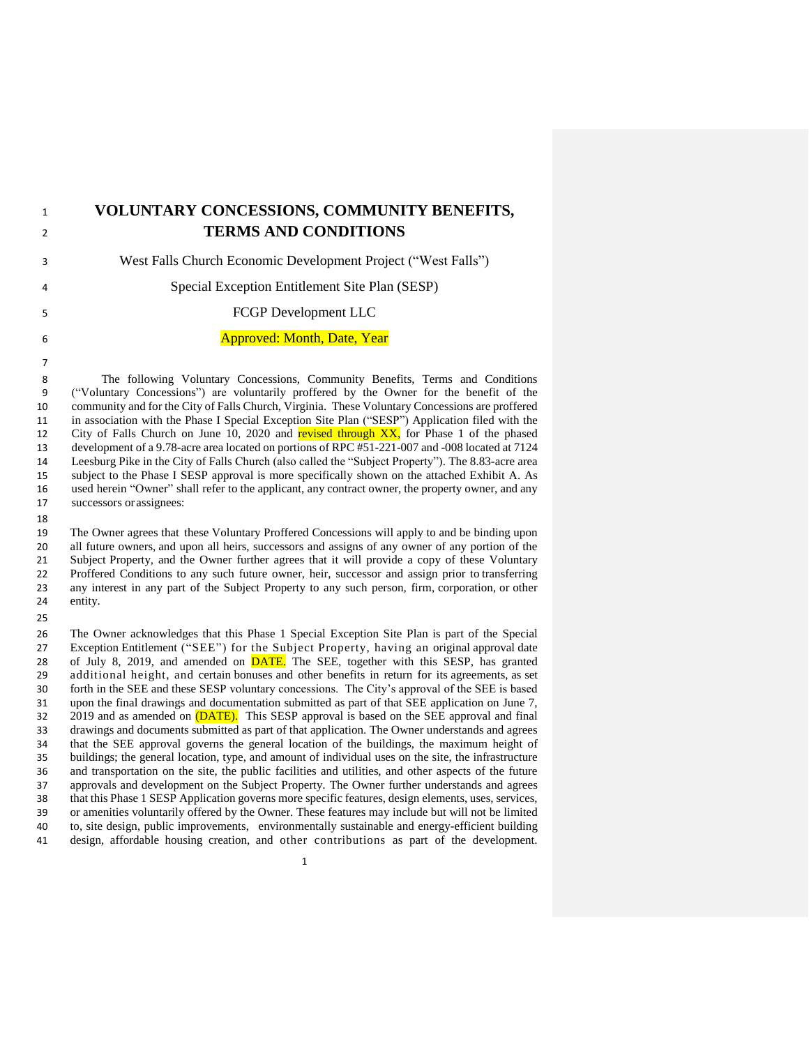# VOLUNTARY CONCESSIONS, COMMUNITY BENEFITS, TERMS AND CONDITIONS

West Falls Church Economic Development Project ("West Falls")

Special Exception Entitlement Site Plan (SESP)

FCGP Development LLC

Approved: Month, Date, Year

The following Voluntary Concessions, Community Benefits, Terms and Conditions ("Voluntary Concessions") are voluntarily proffered by the Owner for the benefit of the community and for the City of Falls Church, Virginia. These Voluntary Concessions are proffered in association with the Phase I Special Exception Site Plan ("SESP") Application filed with the City of Falls Church on June 10, 2020 and revised through XX, for Phase 1 of the phased development of a 9.78-acre area located on portions of RPC #51-221-007 and -008 located at 7124 Leesburg Pike in the City of Falls Church (also called the "Subject Property"). The 8.83-acre area subject to the Phase I SESP approval is more specifically shown on the attached Exhibit A. As used herein "Owner" shall refer to the applicant, any contract owner, the property owner, and any successors or assignees:

The Owner agrees that these Voluntary Proffered Concessions will apply to and be binding upon all future owners, and upon all heirs, successors and assigns of any owner of any portion of the Subject Property, and the Owner further agrees that it will provide a copy of these Voluntary Proffered Conditions to any such future owner, heir, successor and assign prior to transferring any interest in any part of the Subject Property to any such person, firm, corporation, or other entity.

The Owner acknowledges that this Phase 1 Special Exception Site Plan is part of the Special Exception Entitlement ("SEE") for the Subject Property, having an original approval date of July 8, 2019, and amended on DATE. The SEE, together with this SESP, has granted additional height, and certain bonuses and other benefits in return for its agreements, as set forth in the SEE and these SESP voluntary concessions. The City's approval of the SEE is based upon the final drawings and documentation submitted as part of that SEE application on June 7, 2019 and as amended on (DATE). This SESP approval is based on the SEE approval and final drawings and documents submitted as part of that application. The Owner understands and agrees that the SEE approval governs the general location of the buildings, the maximum height of buildings; the general location, type, and amount of individual uses on the site, the infrastructure and transportation on the site, the public facilities and utilities, and other aspects of the future approvals and development on the Subject Property. The Owner further understands and agrees that this Phase 1 SESP Application governs more specific features, design elements, uses, services, or amenities voluntarily offered by the Owner. These features may include but will not be limited to, site design, public improvements, environmentally sustainable and energy-efficient building design, affordable housing creation, and other contributions as part of the development.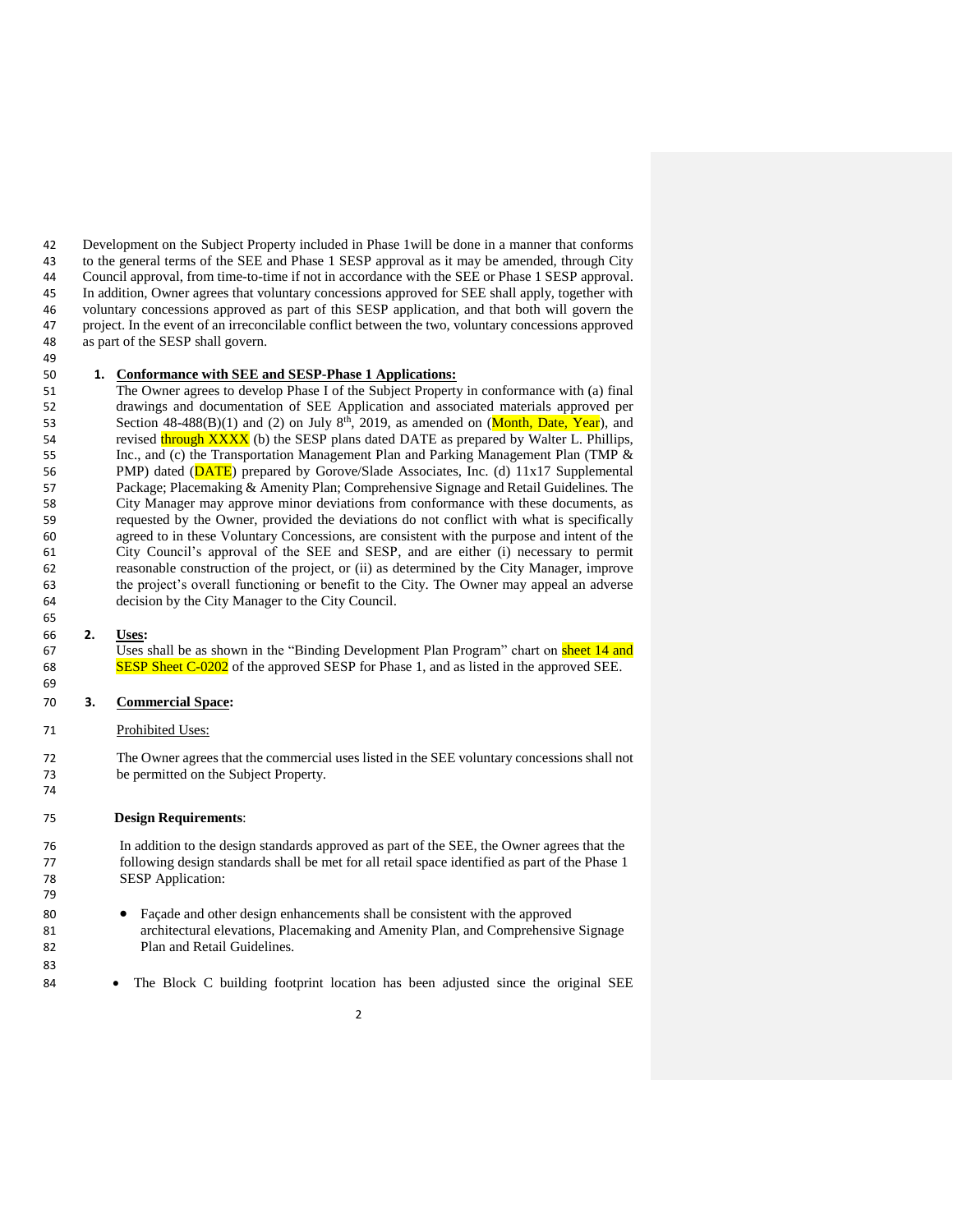Development on the Subject Property included in Phase 1will be done in a manner that conforms to the general terms of the SEE and Phase 1 SESP approval as it may be amended, through City Council approval, from time-to-time if not in accordance with the SEE or Phase 1 SESP approval. In addition, Owner agrees that voluntary concessions approved for SEE shall apply, together with voluntary concessions approved as part of this SESP application, and that both will govern the project. In the event of an irreconcilable conflict between the two, voluntary concessions approved as part of the SESP shall govern.

1. **Conformance with SEE and SESP-Phase 1 Applications:**
   The Owner agrees to develop Phase I of the Subject Property in conformance with (a) final drawings and documentation of SEE Application and associated materials approved per Section 48-488(B)(1) and (2) on July 8th, 2019, as amended on (Month, Date, Year), and revised through XXXX (b) the SESP plans dated DATE as prepared by Walter L. Phillips, Inc., and (c) the Transportation Management Plan and Parking Management Plan (TMP & PMP) dated (DATE) prepared by Gorove/Slade Associates, Inc. (d) 11x17 Supplemental Package; Placemaking & Amenity Plan; Comprehensive Signage and Retail Guidelines. The City Manager may approve minor deviations from conformance with these documents, as requested by the Owner, provided the deviations do not conflict with what is specifically agreed to in these Voluntary Concessions, are consistent with the purpose and intent of the City Council's approval of the SEE and SESP, and are either (i) necessary to permit reasonable construction of the project, or (ii) as determined by the City Manager, improve the project's overall functioning or benefit to the City. The Owner may appeal an adverse decision by the City Manager to the City Council.

2. **Uses:**
   Uses shall be as shown in the "Binding Development Plan Program" chart on sheet 14 and SESP Sheet C-0202 of the approved SESP for Phase 1, and as listed in the approved SEE.

3. **Commercial Space:**

   Prohibited Uses:

   The Owner agrees that the commercial uses listed in the SEE voluntary concessions shall not be permitted on the Subject Property.

   **Design Requirements**:

   In addition to the design standards approved as part of the SEE, the Owner agrees that the following design standards shall be met for all retail space identified as part of the Phase 1 SESP Application:

   - Façade and other design enhancements shall be consistent with the approved architectural elevations, Placemaking and Amenity Plan, and Comprehensive Signage Plan and Retail Guidelines.

   - The Block C building footprint location has been adjusted since the original SEE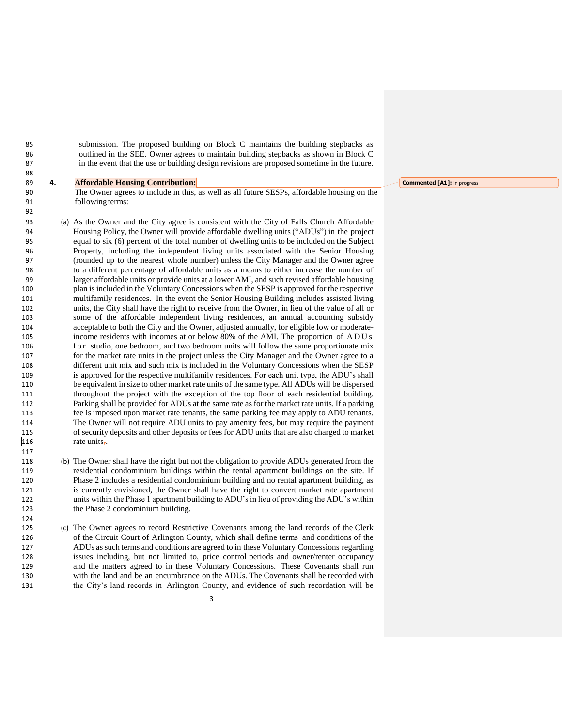submission. The proposed building on Block C maintains the building stepbacks as outlined in the SEE. Owner agrees to maintain building stepbacks as shown in Block C in the event that the use or building design revisions are proposed sometime in the future.

**4. Affordable Housing Contribution:**

The Owner agrees to include in this, as well as all future SESPs, affordable housing on the following terms:

(a) As the Owner and the City agree is consistent with the City of Falls Church Affordable Housing Policy, the Owner will provide affordable dwelling units ("ADUs") in the project equal to six (6) percent of the total number of dwelling units to be included on the Subject Property, including the independent living units associated with the Senior Housing (rounded up to the nearest whole number) unless the City Manager and the Owner agree to a different percentage of affordable units as a means to either increase the number of larger affordable units or provide units at a lower AMI, and such revised affordable housing plan is included in the Voluntary Concessions when the SESP is approved for the respective multifamily residences. In the event the Senior Housing Building includes assisted living units, the City shall have the right to receive from the Owner, in lieu of the value of all or some of the affordable independent living residences, an annual accounting subsidy acceptable to both the City and the Owner, adjusted annually, for eligible low or moderate-income residents with incomes at or below 80% of the AMI. The proportion of ADUs for studio, one bedroom, and two bedroom units will follow the same proportionate mix for the market rate units in the project unless the City Manager and the Owner agree to a different unit mix and such mix is included in the Voluntary Concessions when the SESP is approved for the respective multifamily residences. For each unit type, the ADU's shall be equivalent in size to other market rate units of the same type. All ADUs will be dispersed throughout the project with the exception of the top floor of each residential building. Parking shall be provided for ADUs at the same rate as for the market rate units. If a parking fee is imposed upon market rate tenants, the same parking fee may apply to ADU tenants. The Owner will not require ADU units to pay amenity fees, but may require the payment of security deposits and other deposits or fees for ADU units that are also charged to market rate units.

(b) The Owner shall have the right but not the obligation to provide ADUs generated from the residential condominium buildings within the rental apartment buildings on the site. If Phase 2 includes a residential condominium building and no rental apartment building, as is currently envisioned, the Owner shall have the right to convert market rate apartment units within the Phase 1 apartment building to ADU's in lieu of providing the ADU's within the Phase 2 condominium building.

(c) The Owner agrees to record Restrictive Covenants among the land records of the Clerk of the Circuit Court of Arlington County, which shall define terms and conditions of the ADUs as such terms and conditions are agreed to in these Voluntary Concessions regarding issues including, but not limited to, price control periods and owner/renter occupancy and the matters agreed to in these Voluntary Concessions. These Covenants shall run with the land and be an encumbrance on the ADUs. The Covenants shall be recorded with the City's land records in Arlington County, and evidence of such recordation will be

Commented [A1]: In progress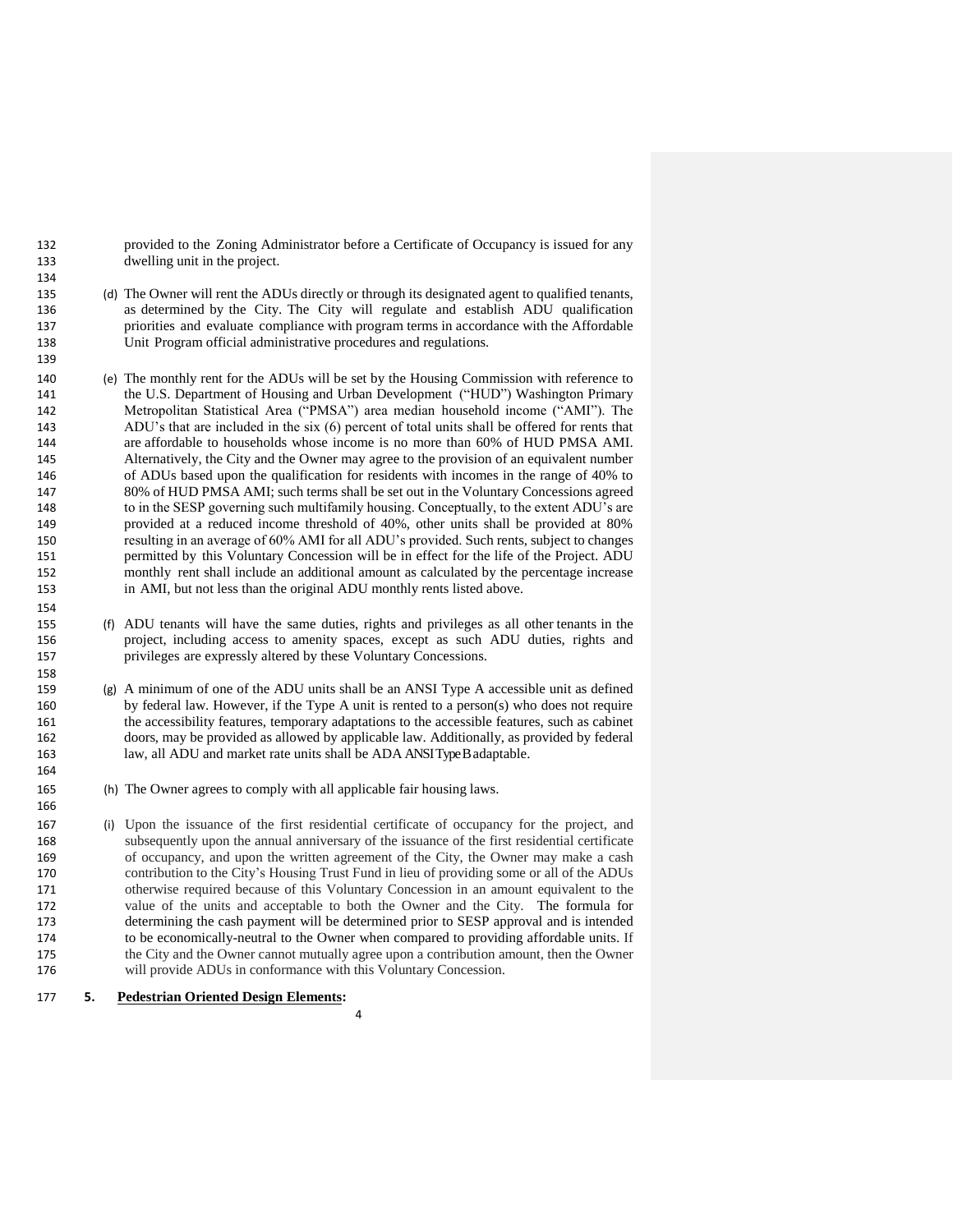provided to the Zoning Administrator before a Certificate of Occupancy is issued for any dwelling unit in the project.

(d) The Owner will rent the ADUs directly or through its designated agent to qualified tenants, as determined by the City. The City will regulate and establish ADU qualification priorities and evaluate compliance with program terms in accordance with the Affordable Unit Program official administrative procedures and regulations.

(e) The monthly rent for the ADUs will be set by the Housing Commission with reference to the U.S. Department of Housing and Urban Development ("HUD") Washington Primary Metropolitan Statistical Area ("PMSA") area median household income ("AMI"). The ADU's that are included in the six (6) percent of total units shall be offered for rents that are affordable to households whose income is no more than 60% of HUD PMSA AMI. Alternatively, the City and the Owner may agree to the provision of an equivalent number of ADUs based upon the qualification for residents with incomes in the range of 40% to 80% of HUD PMSA AMI; such terms shall be set out in the Voluntary Concessions agreed to in the SESP governing such multifamily housing. Conceptually, to the extent ADU's are provided at a reduced income threshold of 40%, other units shall be provided at 80% resulting in an average of 60% AMI for all ADU's provided. Such rents, subject to changes permitted by this Voluntary Concession will be in effect for the life of the Project. ADU monthly rent shall include an additional amount as calculated by the percentage increase in AMI, but not less than the original ADU monthly rents listed above.

(f) ADU tenants will have the same duties, rights and privileges as all other tenants in the project, including access to amenity spaces, except as such ADU duties, rights and privileges are expressly altered by these Voluntary Concessions.

(g) A minimum of one of the ADU units shall be an ANSI Type A accessible unit as defined by federal law. However, if the Type A unit is rented to a person(s) who does not require the accessibility features, temporary adaptations to the accessible features, such as cabinet doors, may be provided as allowed by applicable law. Additionally, as provided by federal law, all ADU and market rate units shall be ADA ANSI Type B adaptable.

(h) The Owner agrees to comply with all applicable fair housing laws.

(i) Upon the issuance of the first residential certificate of occupancy for the project, and subsequently upon the annual anniversary of the issuance of the first residential certificate of occupancy, and upon the written agreement of the City, the Owner may make a cash contribution to the City's Housing Trust Fund in lieu of providing some or all of the ADUs otherwise required because of this Voluntary Concession in an amount equivalent to the value of the units and acceptable to both the Owner and the City. The formula for determining the cash payment will be determined prior to SESP approval and is intended to be economically-neutral to the Owner when compared to providing affordable units. If the City and the Owner cannot mutually agree upon a contribution amount, then the Owner will provide ADUs in conformance with this Voluntary Concession.

## 5. **Pedestrian Oriented Design Elements:**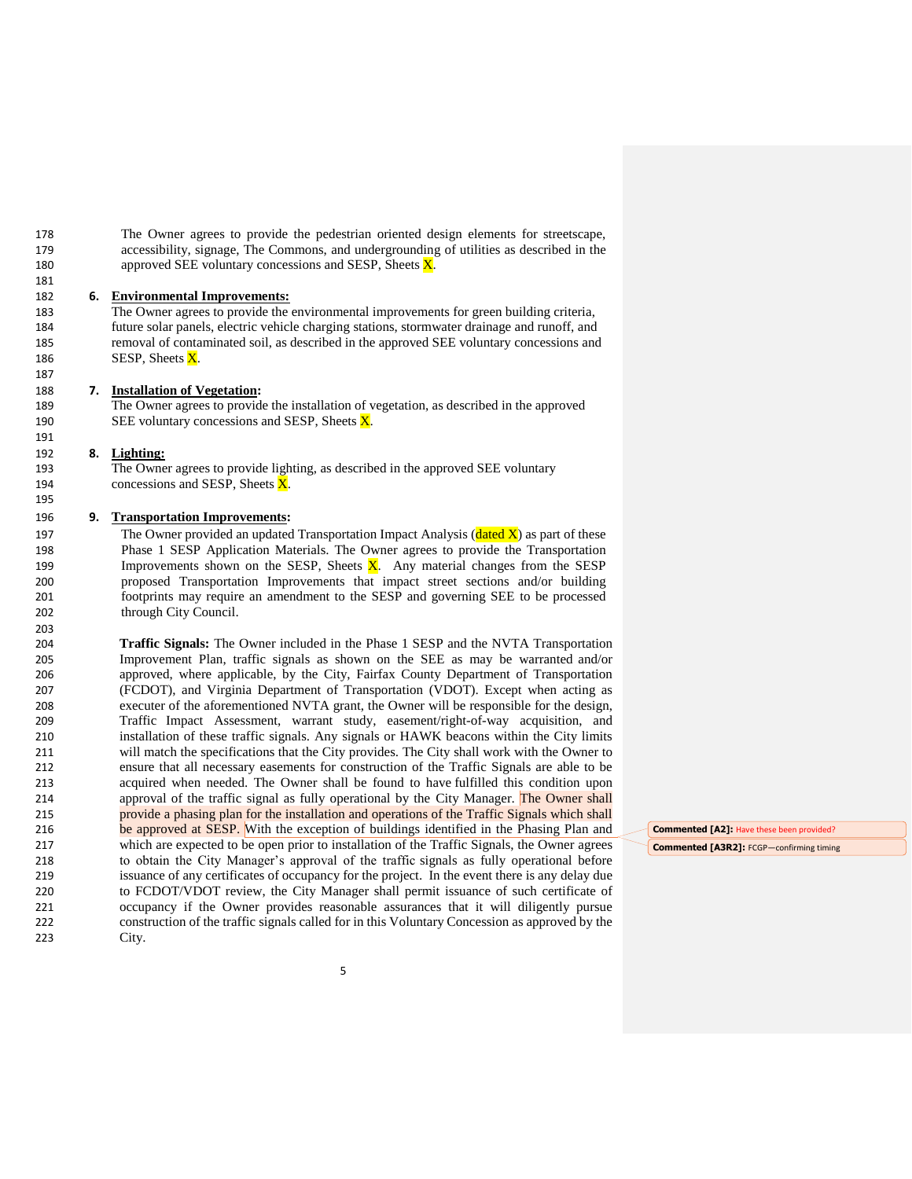The Owner agrees to provide the pedestrian oriented design elements for streetscape, accessibility, signage, The Commons, and undergrounding of utilities as described in the approved SEE voluntary concessions and SESP, Sheets X.

6. **Environmental Improvements:**
The Owner agrees to provide the environmental improvements for green building criteria, future solar panels, electric vehicle charging stations, stormwater drainage and runoff, and removal of contaminated soil, as described in the approved SEE voluntary concessions and SESP, Sheets X.

7. **Installation of Vegetation:**
The Owner agrees to provide the installation of vegetation, as described in the approved SEE voluntary concessions and SESP, Sheets X.

8. **Lighting:**
The Owner agrees to provide lighting, as described in the approved SEE voluntary concessions and SESP, Sheets X.

9. **Transportation Improvements:**
The Owner provided an updated Transportation Impact Analysis (dated X) as part of these Phase 1 SESP Application Materials. The Owner agrees to provide the Transportation Improvements shown on the SESP, Sheets X. Any material changes from the SESP proposed Transportation Improvements that impact street sections and/or building footprints may require an amendment to the SESP and governing SEE to be processed through City Council.

**Traffic Signals:** The Owner included in the Phase 1 SESP and the NVTA Transportation Improvement Plan, traffic signals as shown on the SEE as may be warranted and/or approved, where applicable, by the City, Fairfax County Department of Transportation (FCDOT), and Virginia Department of Transportation (VDOT). Except when acting as executer of the aforementioned NVTA grant, the Owner will be responsible for the design, Traffic Impact Assessment, warrant study, easement/right-of-way acquisition, and installation of these traffic signals. Any signals or HAWK beacons within the City limits will match the specifications that the City provides. The City shall work with the Owner to ensure that all necessary easements for construction of the Traffic Signals are able to be acquired when needed. The Owner shall be found to have fulfilled this condition upon approval of the traffic signal as fully operational by the City Manager. The Owner shall provide a phasing plan for the installation and operations of the Traffic Signals which shall be approved at SESP. With the exception of buildings identified in the Phasing Plan and which are expected to be open prior to installation of the Traffic Signals, the Owner agrees to obtain the City Manager's approval of the traffic signals as fully operational before issuance of any certificates of occupancy for the project. In the event there is any delay due to FCDOT/VDOT review, the City Manager shall permit issuance of such certificate of occupancy if the Owner provides reasonable assurances that it will diligently pursue construction of the traffic signals called for in this Voluntary Concession as approved by the City.

Commented [A2]: Have these been provided?

Commented [A3R2]: FCGP—confirming timing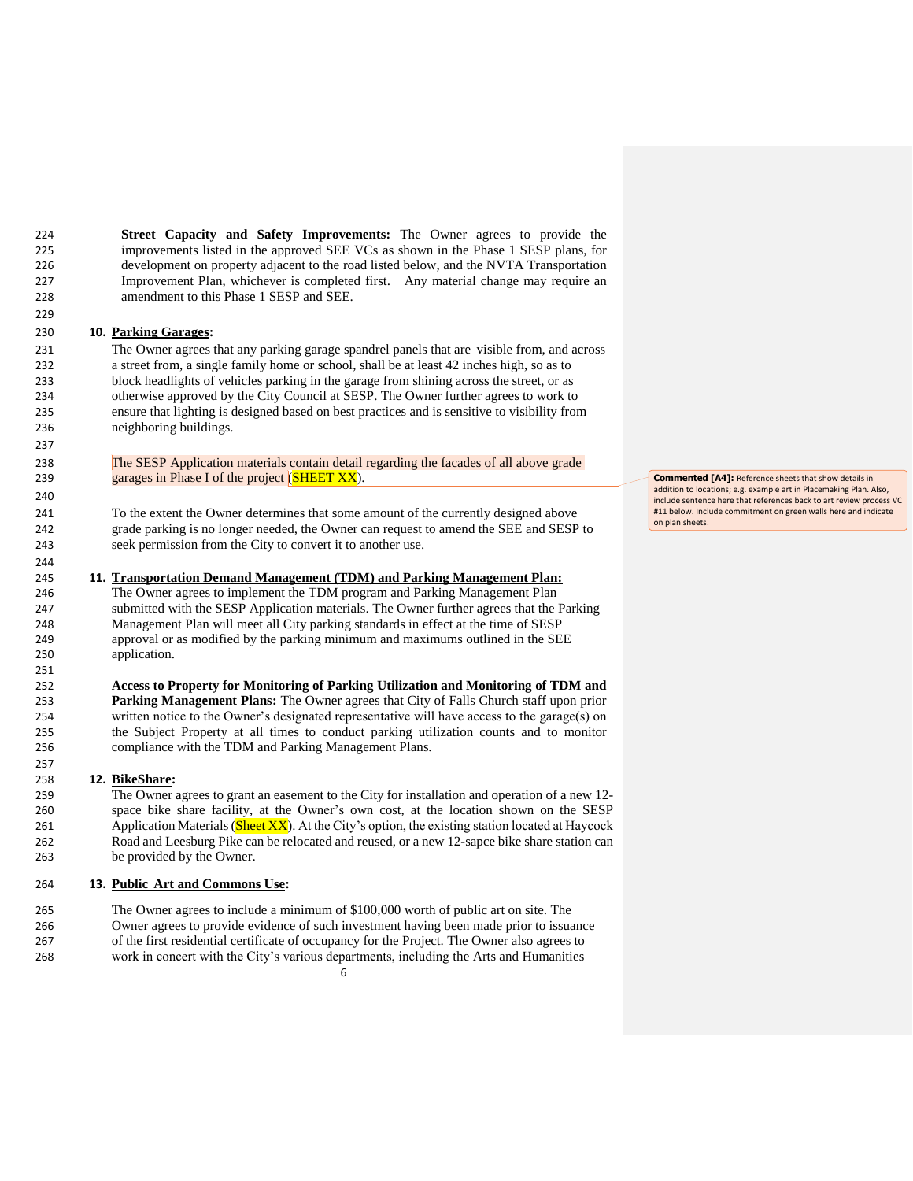**Street Capacity and Safety Improvements:** The Owner agrees to provide the improvements listed in the approved SEE VCs as shown in the Phase 1 SESP plans, for development on property adjacent to the road listed below, and the NVTA Transportation Improvement Plan, whichever is completed first. Any material change may require an amendment to this Phase 1 SESP and SEE.

**10. Parking Garages:**

The Owner agrees that any parking garage spandrel panels that are visible from, and across a street from, a single family home or school, shall be at least 42 inches high, so as to block headlights of vehicles parking in the garage from shining across the street, or as otherwise approved by the City Council at SESP. The Owner further agrees to work to ensure that lighting is designed based on best practices and is sensitive to visibility from neighboring buildings.

The SESP Application materials contain detail regarding the facades of all above grade garages in Phase I of the project (SHEET XX).

> **Commented [A4]:** Reference sheets that show details in addition to locations; e.g. example art in Placemaking Plan. Also, include sentence here that references back to art review process VC #11 below. Include commitment on green walls here and indicate on plan sheets.

To the extent the Owner determines that some amount of the currently designed above grade parking is no longer needed, the Owner can request to amend the SEE and SESP to seek permission from the City to convert it to another use.

**11. Transportation Demand Management (TDM) and Parking Management Plan:**

The Owner agrees to implement the TDM program and Parking Management Plan submitted with the SESP Application materials. The Owner further agrees that the Parking Management Plan will meet all City parking standards in effect at the time of SESP approval or as modified by the parking minimum and maximums outlined in the SEE application.

**Access to Property for Monitoring of Parking Utilization and Monitoring of TDM and Parking Management Plans:** The Owner agrees that City of Falls Church staff upon prior written notice to the Owner's designated representative will have access to the garage(s) on the Subject Property at all times to conduct parking utilization counts and to monitor compliance with the TDM and Parking Management Plans.

**12. BikeShare:**

The Owner agrees to grant an easement to the City for installation and operation of a new 12-space bike share facility, at the Owner's own cost, at the location shown on the SESP Application Materials (Sheet XX). At the City's option, the existing station located at Haycock Road and Leesburg Pike can be relocated and reused, or a new 12-sapce bike share station can be provided by the Owner.

**13. Public Art and Commons Use:**

The Owner agrees to include a minimum of $100,000 worth of public art on site. The Owner agrees to provide evidence of such investment having been made prior to issuance of the first residential certificate of occupancy for the Project. The Owner also agrees to work in concert with the City's various departments, including the Arts and Humanities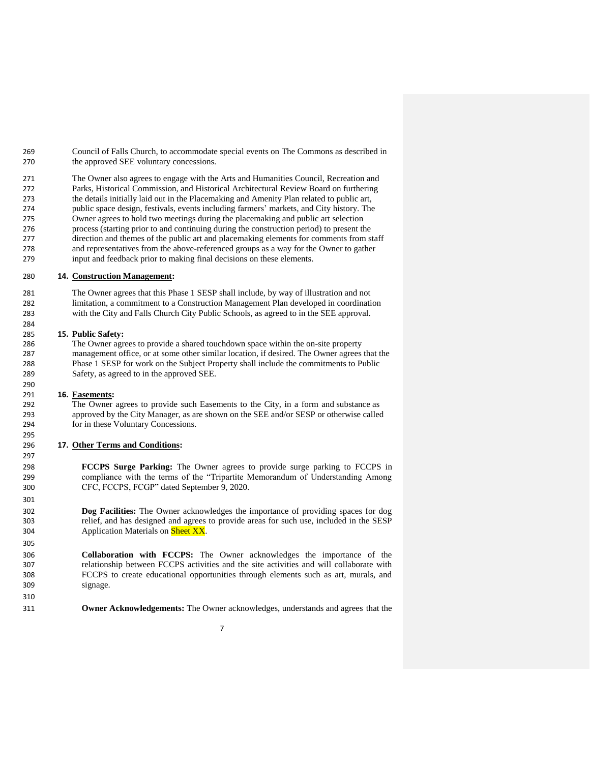Council of Falls Church, to accommodate special events on The Commons as described in the approved SEE voluntary concessions.

The Owner also agrees to engage with the Arts and Humanities Council, Recreation and Parks, Historical Commission, and Historical Architectural Review Board on furthering the details initially laid out in the Placemaking and Amenity Plan related to public art, public space design, festivals, events including farmers' markets, and City history. The Owner agrees to hold two meetings during the placemaking and public art selection process (starting prior to and continuing during the construction period) to present the direction and themes of the public art and placemaking elements for comments from staff and representatives from the above-referenced groups as a way for the Owner to gather input and feedback prior to making final decisions on these elements.

**14. Construction Management:**

The Owner agrees that this Phase 1 SESP shall include, by way of illustration and not limitation, a commitment to a Construction Management Plan developed in coordination with the City and Falls Church City Public Schools, as agreed to in the SEE approval.

**15. Public Safety:**

The Owner agrees to provide a shared touchdown space within the on-site property management office, or at some other similar location, if desired. The Owner agrees that the Phase 1 SESP for work on the Subject Property shall include the commitments to Public Safety, as agreed to in the approved SEE.

**16. Easements:**

The Owner agrees to provide such Easements to the City, in a form and substance as approved by the City Manager, as are shown on the SEE and/or SESP or otherwise called for in these Voluntary Concessions.

**17. Other Terms and Conditions:**

**FCCPS Surge Parking:** The Owner agrees to provide surge parking to FCCPS in compliance with the terms of the "Tripartite Memorandum of Understanding Among CFC, FCCPS, FCGP" dated September 9, 2020.

**Dog Facilities:** The Owner acknowledges the importance of providing spaces for dog relief, and has designed and agrees to provide areas for such use, included in the SESP Application Materials on Sheet XX.

**Collaboration with FCCPS:** The Owner acknowledges the importance of the relationship between FCCPS activities and the site activities and will collaborate with FCCPS to create educational opportunities through elements such as art, murals, and signage.

**Owner Acknowledgements:** The Owner acknowledges, understands and agrees that the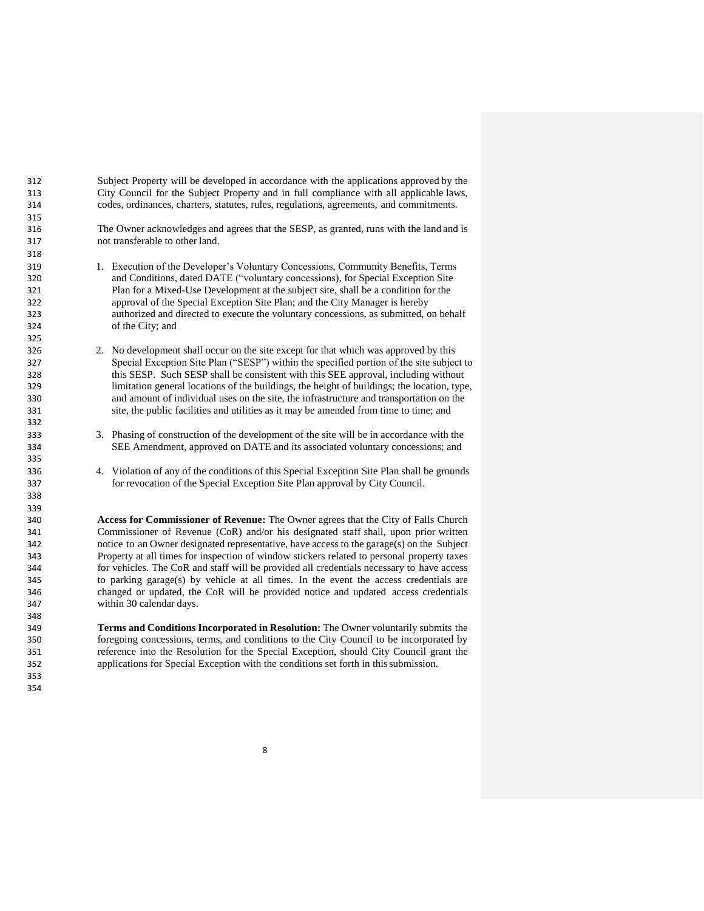Subject Property will be developed in accordance with the applications approved by the City Council for the Subject Property and in full compliance with all applicable laws, codes, ordinances, charters, statutes, rules, regulations, agreements, and commitments.

The Owner acknowledges and agrees that the SESP, as granted, runs with the land and is not transferable to other land.

1. Execution of the Developer's Voluntary Concessions, Community Benefits, Terms and Conditions, dated DATE ("voluntary concessions), for Special Exception Site Plan for a Mixed-Use Development at the subject site, shall be a condition for the approval of the Special Exception Site Plan; and the City Manager is hereby authorized and directed to execute the voluntary concessions, as submitted, on behalf of the City; and

2. No development shall occur on the site except for that which was approved by this Special Exception Site Plan ("SESP") within the specified portion of the site subject to this SESP. Such SESP shall be consistent with this SEE approval, including without limitation general locations of the buildings, the height of buildings; the location, type, and amount of individual uses on the site, the infrastructure and transportation on the site, the public facilities and utilities as it may be amended from time to time; and

3. Phasing of construction of the development of the site will be in accordance with the SEE Amendment, approved on DATE and its associated voluntary concessions; and

4. Violation of any of the conditions of this Special Exception Site Plan shall be grounds for revocation of the Special Exception Site Plan approval by City Council.

**Access for Commissioner of Revenue:** The Owner agrees that the City of Falls Church Commissioner of Revenue (CoR) and/or his designated staff shall, upon prior written notice to an Owner designated representative, have access to the garage(s) on the Subject Property at all times for inspection of window stickers related to personal property taxes for vehicles. The CoR and staff will be provided all credentials necessary to have access to parking garage(s) by vehicle at all times. In the event the access credentials are changed or updated, the CoR will be provided notice and updated access credentials within 30 calendar days.

**Terms and Conditions Incorporated in Resolution:** The Owner voluntarily submits the foregoing concessions, terms, and conditions to the City Council to be incorporated by reference into the Resolution for the Special Exception, should City Council grant the applications for Special Exception with the conditions set forth in this submission.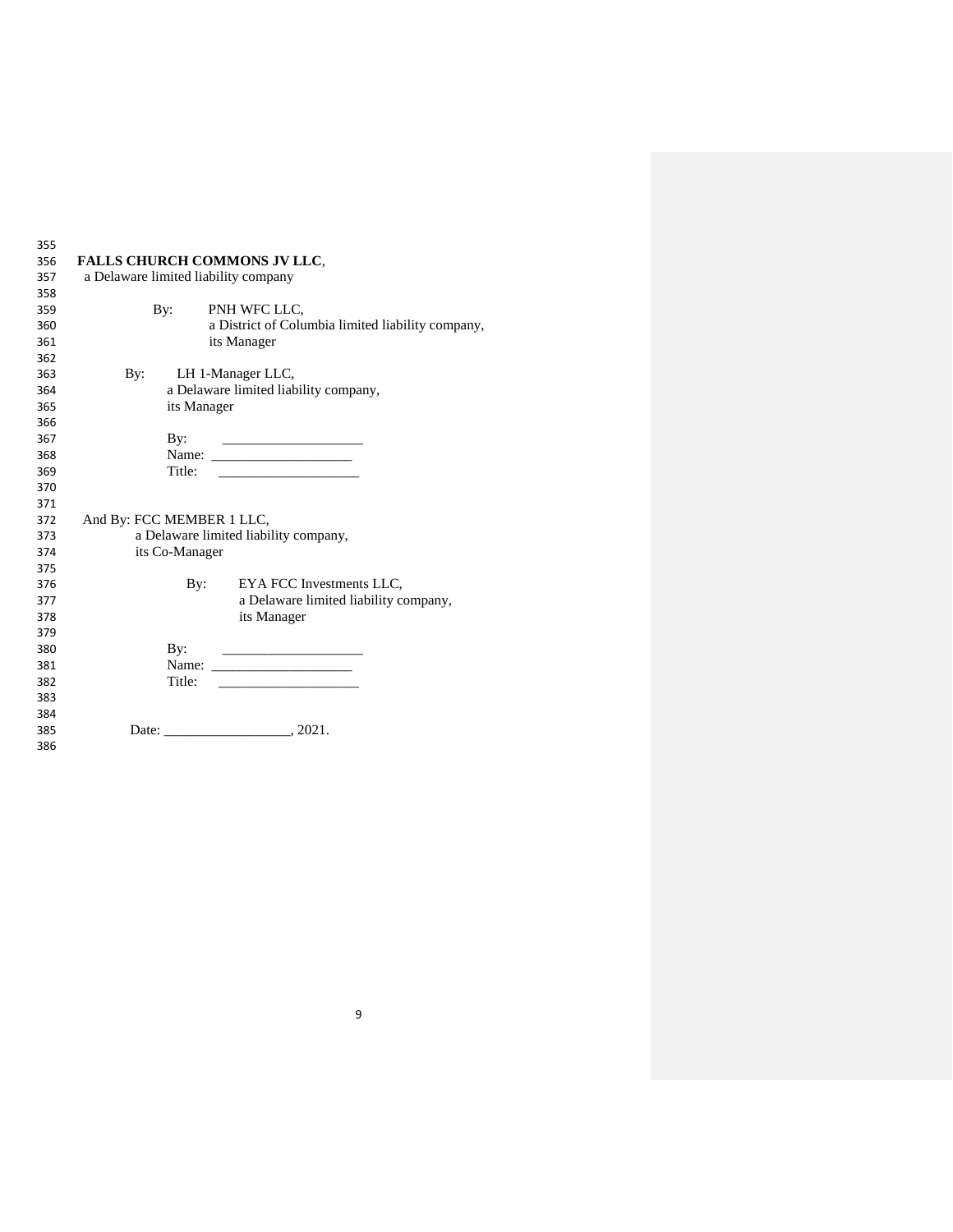**FALLS CHURCH COMMONS JV LLC**,
a Delaware limited liability company

By: PNH WFC LLC,
a District of Columbia limited liability company,
its Manager

By: LH 1-Manager LLC,
a Delaware limited liability company,
its Manager

By: ____________________
Name: ____________________
Title: ____________________

And By: FCC MEMBER 1 LLC,
a Delaware limited liability company,
its Co-Manager

By: EYA FCC Investments LLC,
a Delaware limited liability company,
its Manager

By: ____________________
Name: ____________________
Title: ____________________

Date: __________________, 2021.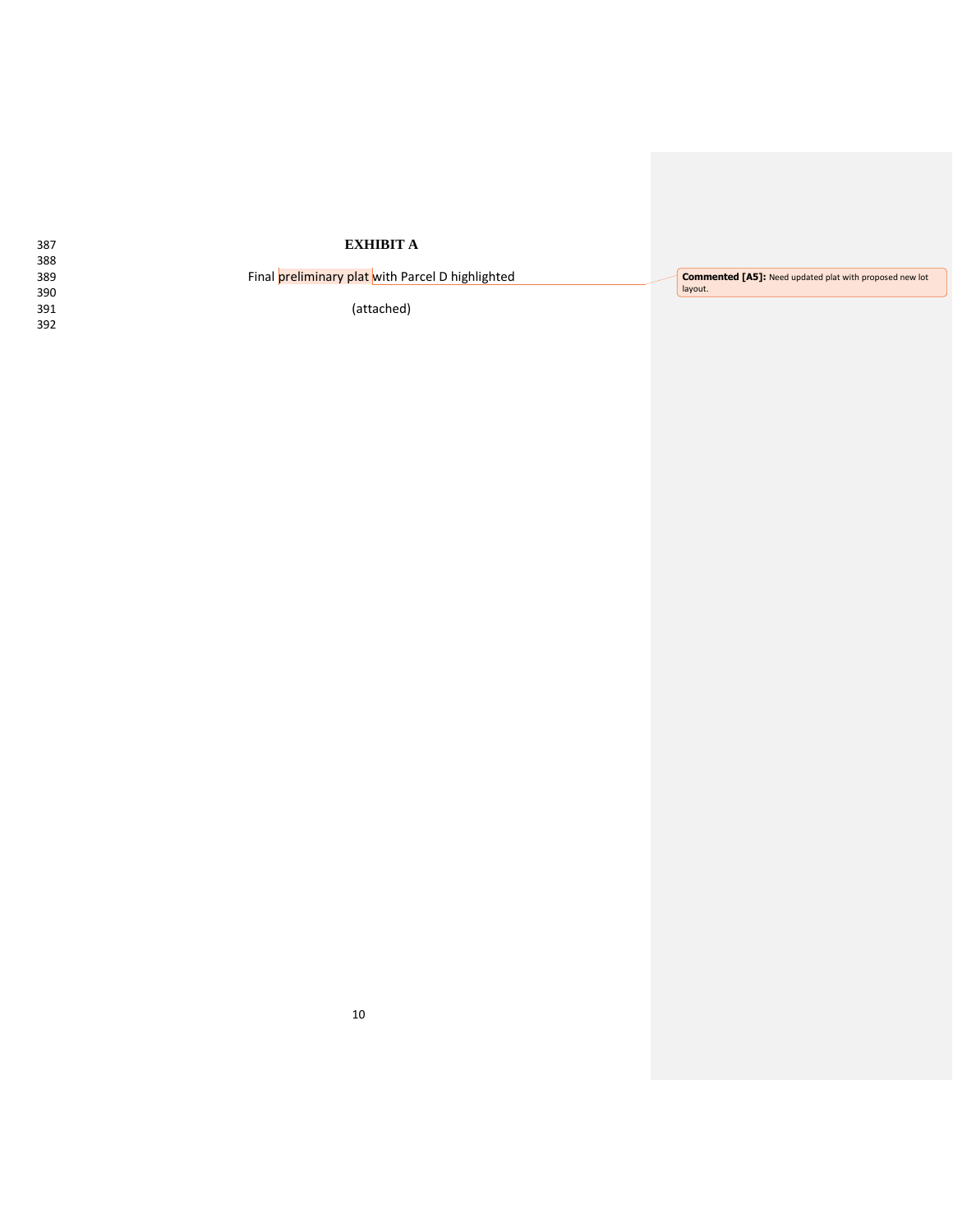# EXHIBIT A

Final preliminary plat with Parcel D highlighted

(attached)

Commented [A5]: Need updated plat with proposed new lot layout.